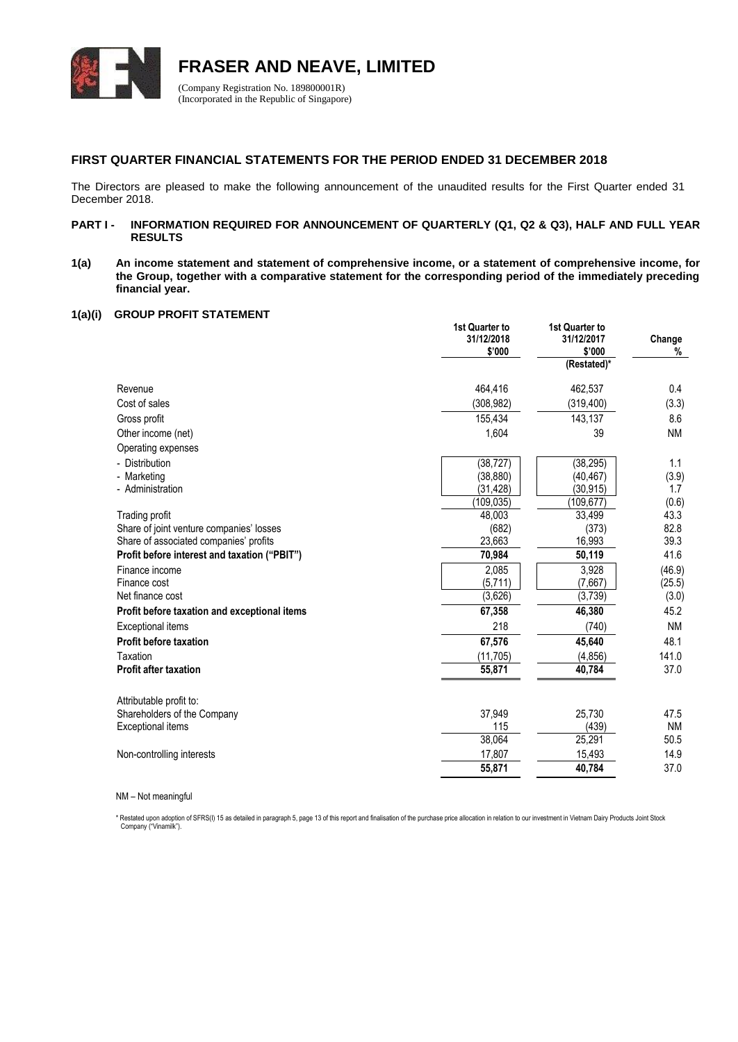# FRASER AND NEAVE, LIMITED

(Company Registration No. 189800001R)
(Incorporated in the Republic of Singapore)

## FIRST QUARTER FINANCIAL STATEMENTS FOR THE PERIOD ENDED 31 DECEMBER 2018

The Directors are pleased to make the following announcement of the unaudited results for the First Quarter ended 31 December 2018.

### PART I - INFORMATION REQUIRED FOR ANNOUNCEMENT OF QUARTERLY (Q1, Q2 & Q3), HALF AND FULL YEAR RESULTS

**1(a) An income statement and statement of comprehensive income, or a statement of comprehensive income, for the Group, together with a comparative statement for the corresponding period of the immediately preceding financial year.**

**1(a)(i) GROUP PROFIT STATEMENT**

| | 1st Quarter to 31/12/2018 $'000 | 1st Quarter to 31/12/2017 $'000 (Restated)* | Change % |
|---|---|---|---|
| Revenue | 464,416 | 462,537 | 0.4 |
| Cost of sales | (308,982) | (319,400) | (3.3) |
| Gross profit | 155,434 | 143,137 | 8.6 |
| Other income (net) | 1,604 | 39 | NM |
| Operating expenses | | | |
| - Distribution | (38,727) | (38,295) | 1.1 |
| - Marketing | (38,880) | (40,467) | (3.9) |
| - Administration | (31,428) | (30,915) | 1.7 |
| | (109,035) | (109,677) | (0.6) |
| Trading profit | 48,003 | 33,499 | 43.3 |
| Share of joint venture companies' losses | (682) | (373) | 82.8 |
| Share of associated companies' profits | 23,663 | 16,993 | 39.3 |
| **Profit before interest and taxation ("PBIT")** | **70,984** | **50,119** | 41.6 |
| Finance income | 2,085 | 3,928 | (46.9) |
| Finance cost | (5,711) | (7,667) | (25.5) |
| Net finance cost | (3,626) | (3,739) | (3.0) |
| **Profit before taxation and exceptional items** | **67,358** | **46,380** | 45.2 |
| Exceptional items | 218 | (740) | NM |
| **Profit before taxation** | **67,576** | **45,640** | 48.1 |
| Taxation | (11,705) | (4,856) | 141.0 |
| **Profit after taxation** | **55,871** | **40,784** | 37.0 |
| | | | |
| Attributable profit to: | | | |
| Shareholders of the Company | 37,949 | 25,730 | 47.5 |
| Exceptional items | 115 | (439) | NM |
| | 38,064 | 25,291 | 50.5 |
| Non-controlling interests | 17,807 | 15,493 | 14.9 |
| | **55,871** | **40,784** | 37.0 |

NM – Not meaningful

\* Restated upon adoption of SFRS(I) 15 as detailed in paragraph 5, page 13 of this report and finalisation of the purchase price allocation in relation to our investment in Vietnam Dairy Products Joint Stock Company ("Vinamilk").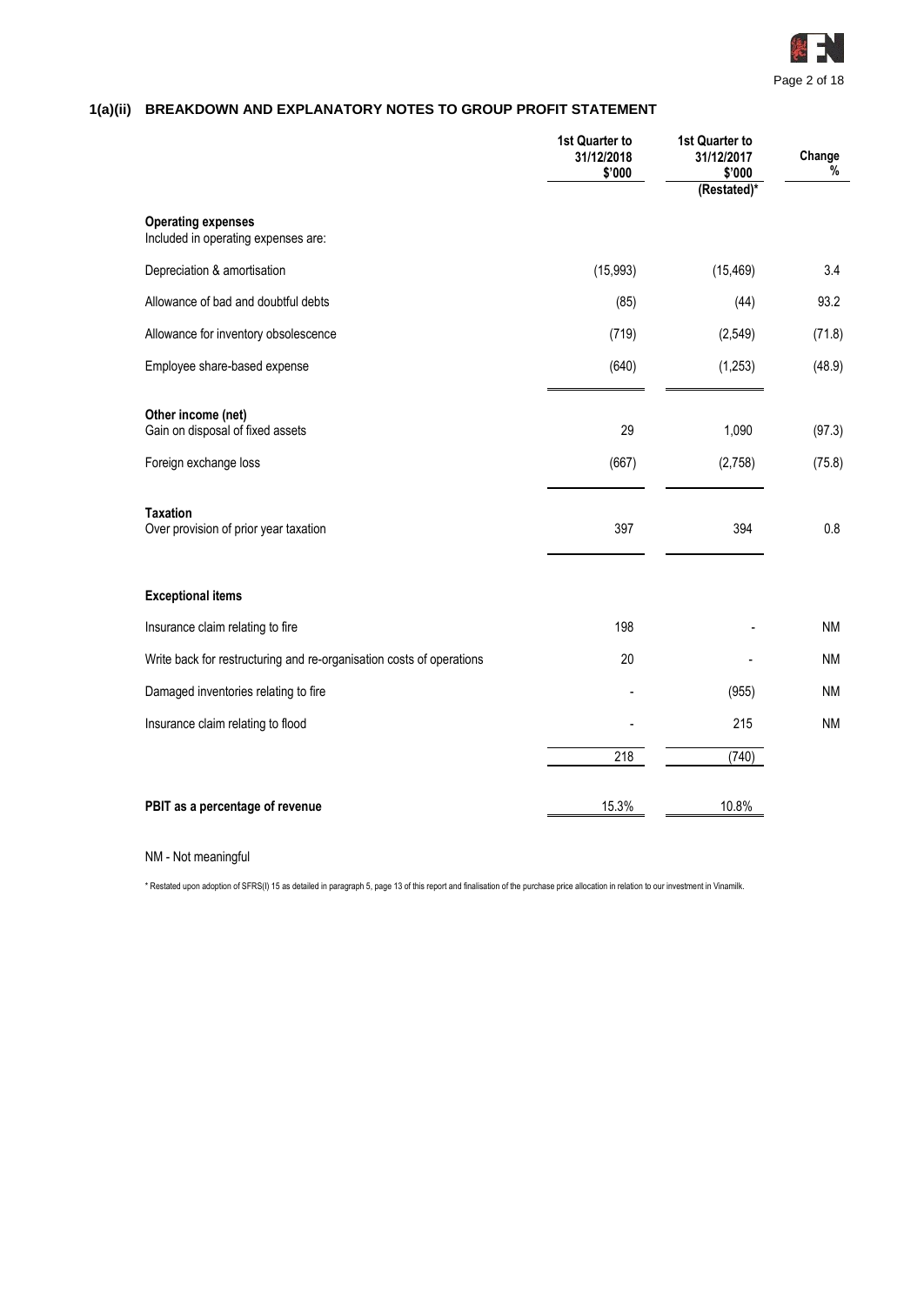## 1(a)(ii) BREAKDOWN AND EXPLANATORY NOTES TO GROUP PROFIT STATEMENT

| | 1st Quarter to 31/12/2018 $'000 | 1st Quarter to 31/12/2017 $'000 (Restated)* | Change % |
|---|---|---|---|
| **Operating expenses** | | | |
| Included in operating expenses are: | | | |
| Depreciation & amortisation | (15,993) | (15,469) | 3.4 |
| Allowance of bad and doubtful debts | (85) | (44) | 93.2 |
| Allowance for inventory obsolescence | (719) | (2,549) | (71.8) |
| Employee share-based expense | (640) | (1,253) | (48.9) |
| **Other income (net)** | | | |
| Gain on disposal of fixed assets | 29 | 1,090 | (97.3) |
| Foreign exchange loss | (667) | (2,758) | (75.8) |
| **Taxation** | | | |
| Over provision of prior year taxation | 397 | 394 | 0.8 |
| **Exceptional items** | | | |
| Insurance claim relating to fire | 198 | - | NM |
| Write back for restructuring and re-organisation costs of operations | 20 | - | NM |
| Damaged inventories relating to fire | - | (955) | NM |
| Insurance claim relating to flood | - | 215 | NM |
| | 218 | (740) | |
| **PBIT as a percentage of revenue** | 15.3% | 10.8% | |

NM - Not meaningful

\* Restated upon adoption of SFRS(I) 15 as detailed in paragraph 5, page 13 of this report and finalisation of the purchase price allocation in relation to our investment in Vinamilk.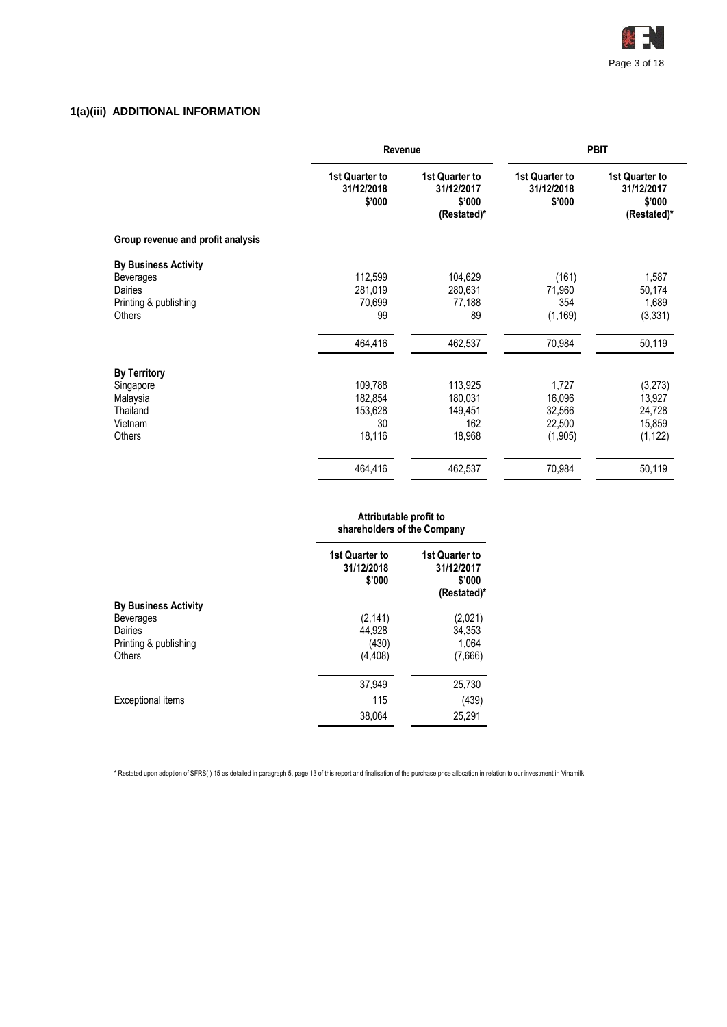## 1(a)(iii) ADDITIONAL INFORMATION

| | Revenue | | PBIT | |
|---|---|---|---|---|
| | 1st Quarter to 31/12/2018 $'000 | 1st Quarter to 31/12/2017 $'000 (Restated)* | 1st Quarter to 31/12/2018 $'000 | 1st Quarter to 31/12/2017 $'000 (Restated)* |
| **Group revenue and profit analysis** | | | | |
| **By Business Activity** | | | | |
| Beverages | 112,599 | 104,629 | (161) | 1,587 |
| Dairies | 281,019 | 280,631 | 71,960 | 50,174 |
| Printing & publishing | 70,699 | 77,188 | 354 | 1,689 |
| Others | 99 | 89 | (1,169) | (3,331) |
| | 464,416 | 462,537 | 70,984 | 50,119 |
| **By Territory** | | | | |
| Singapore | 109,788 | 113,925 | 1,727 | (3,273) |
| Malaysia | 182,854 | 180,031 | 16,096 | 13,927 |
| Thailand | 153,628 | 149,451 | 32,566 | 24,728 |
| Vietnam | 30 | 162 | 22,500 | 15,859 |
| Others | 18,116 | 18,968 | (1,905) | (1,122) |
| | 464,416 | 462,537 | 70,984 | 50,119 |

| | Attributable profit to shareholders of the Company | |
|---|---|---|
| | 1st Quarter to 31/12/2018 $'000 | 1st Quarter to 31/12/2017 $'000 (Restated)* |
| **By Business Activity** | | |
| Beverages | (2,141) | (2,021) |
| Dairies | 44,928 | 34,353 |
| Printing & publishing | (430) | 1,064 |
| Others | (4,408) | (7,666) |
| | 37,949 | 25,730 |
| Exceptional items | 115 | (439) |
| | 38,064 | 25,291 |

* Restated upon adoption of SFRS(I) 15 as detailed in paragraph 5, page 13 of this report and finalisation of the purchase price allocation in relation to our investment in Vinamilk.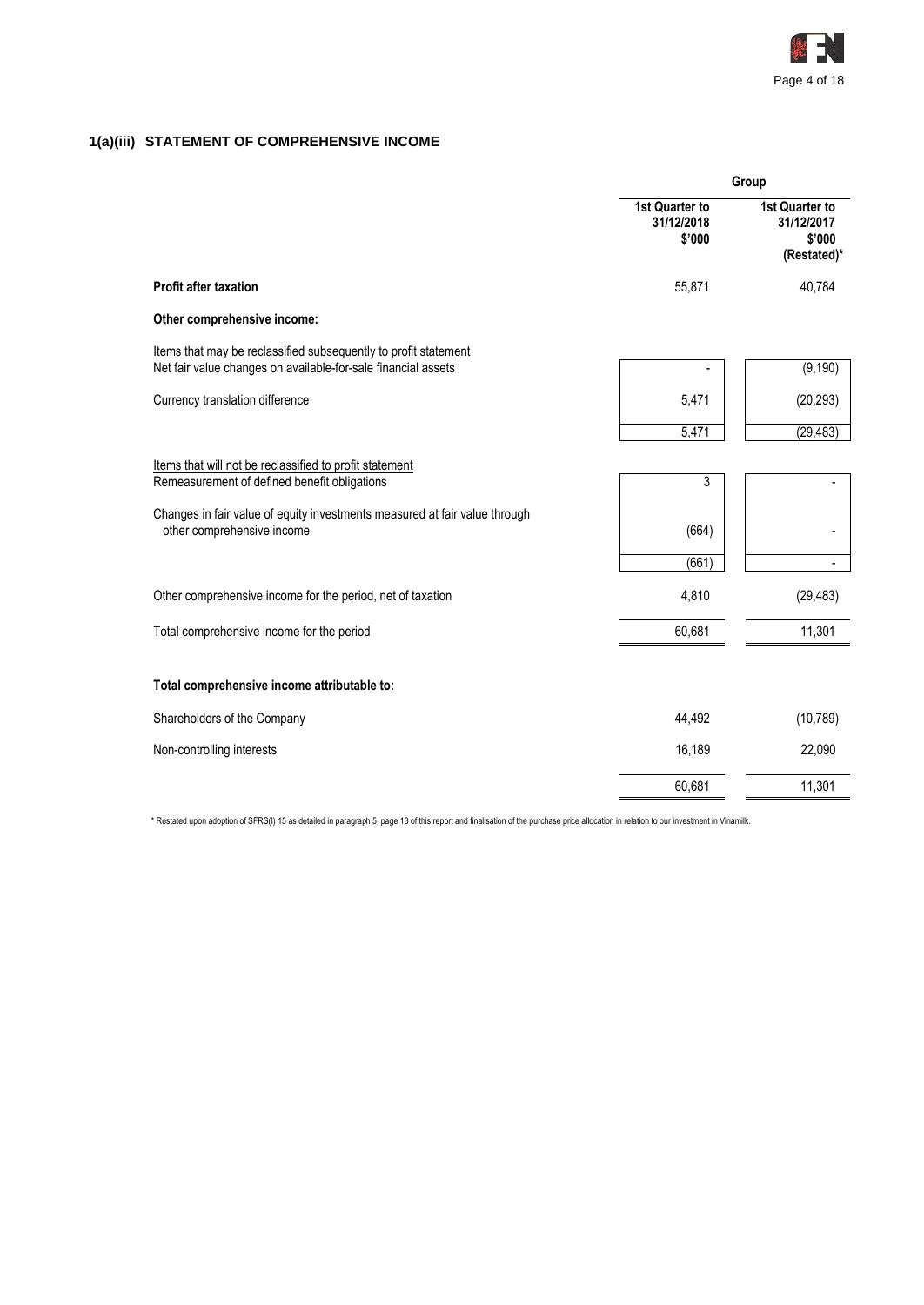## 1(a)(iii) STATEMENT OF COMPREHENSIVE INCOME

| | Group | |
|---|---|---|
| | 1st Quarter to 31/12/2018 $'000 | 1st Quarter to 31/12/2017 $'000 (Restated)* |
| **Profit after taxation** | 55,871 | 40,784 |
| **Other comprehensive income:** | | |
| Items that may be reclassified subsequently to profit statement | | |
| Net fair value changes on available-for-sale financial assets | - | (9,190) |
| Currency translation difference | 5,471 | (20,293) |
| | 5,471 | (29,483) |
| Items that will not be reclassified to profit statement | | |
| Remeasurement of defined benefit obligations | 3 | - |
| Changes in fair value of equity investments measured at fair value through other comprehensive income | (664) | - |
| | (661) | - |
| Other comprehensive income for the period, net of taxation | 4,810 | (29,483) |
| Total comprehensive income for the period | 60,681 | 11,301 |
| **Total comprehensive income attributable to:** | | |
| Shareholders of the Company | 44,492 | (10,789) |
| Non-controlling interests | 16,189 | 22,090 |
| | 60,681 | 11,301 |

* Restated upon adoption of SFRS(I) 15 as detailed in paragraph 5, page 13 of this report and finalisation of the purchase price allocation in relation to our investment in Vinamilk.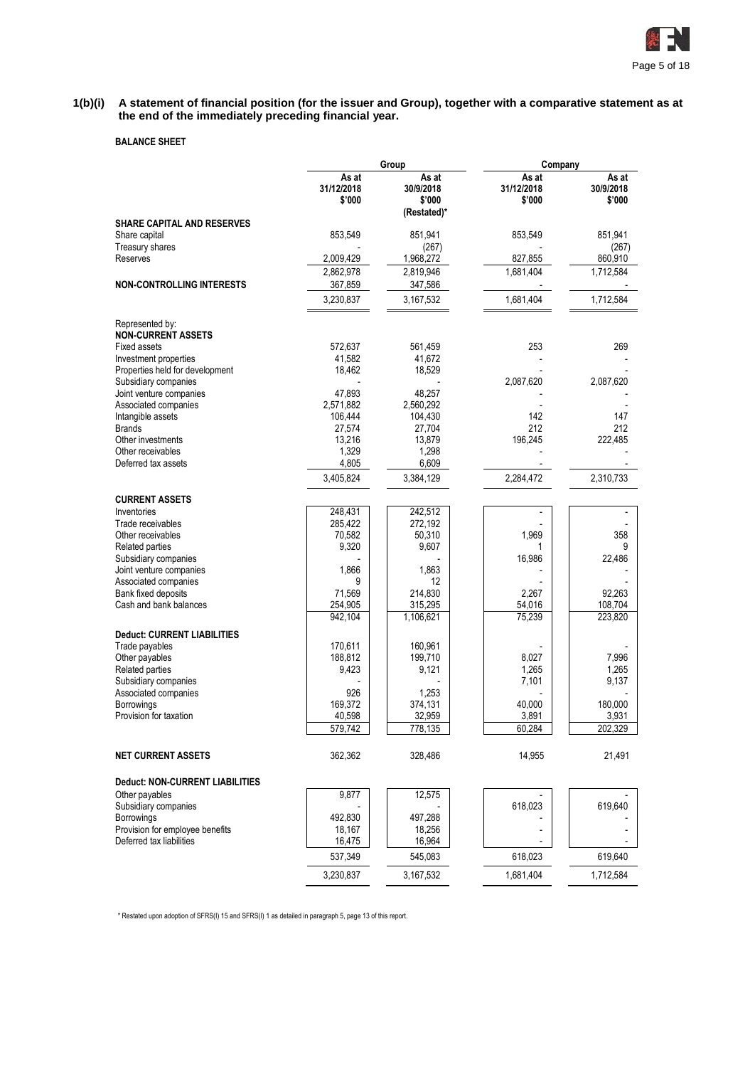**1(b)(i) A statement of financial position (for the issuer and Group), together with a comparative statement as at the end of the immediately preceding financial year.**

**BALANCE SHEET**

| | Group | | Company | |
|---|---|---|---|---|
| | As at 31/12/2018 $'000 | As at 30/9/2018 $'000 (Restated)* | As at 31/12/2018 $'000 | As at 30/9/2018 $'000 |
| **SHARE CAPITAL AND RESERVES** | | | | |
| Share capital | 853,549 | 851,941 | 853,549 | 851,941 |
| Treasury shares | - | (267) | - | (267) |
| Reserves | 2,009,429 | 1,968,272 | 827,855 | 860,910 |
| | 2,862,978 | 2,819,946 | 1,681,404 | 1,712,584 |
| **NON-CONTROLLING INTERESTS** | 367,859 | 347,586 | - | - |
| | 3,230,837 | 3,167,532 | 1,681,404 | 1,712,584 |
| Represented by: | | | | |
| **NON-CURRENT ASSETS** | | | | |
| Fixed assets | 572,637 | 561,459 | 253 | 269 |
| Investment properties | 41,582 | 41,672 | - | - |
| Properties held for development | 18,462 | 18,529 | - | - |
| Subsidiary companies | - | - | 2,087,620 | 2,087,620 |
| Joint venture companies | 47,893 | 48,257 | - | - |
| Associated companies | 2,571,882 | 2,560,292 | - | - |
| Intangible assets | 106,444 | 104,430 | 142 | 147 |
| Brands | 27,574 | 27,704 | 212 | 212 |
| Other investments | 13,216 | 13,879 | 196,245 | 222,485 |
| Other receivables | 1,329 | 1,298 | - | - |
| Deferred tax assets | 4,805 | 6,609 | - | - |
| | 3,405,824 | 3,384,129 | 2,284,472 | 2,310,733 |
| **CURRENT ASSETS** | | | | |
| Inventories | 248,431 | 242,512 | - | - |
| Trade receivables | 285,422 | 272,192 | - | - |
| Other receivables | 70,582 | 50,310 | 1,969 | 358 |
| Related parties | 9,320 | 9,607 | 1 | 9 |
| Subsidiary companies | - | - | 16,986 | 22,486 |
| Joint venture companies | 1,866 | 1,863 | - | - |
| Associated companies | 9 | 12 | - | - |
| Bank fixed deposits | 71,569 | 214,830 | 2,267 | 92,263 |
| Cash and bank balances | 254,905 | 315,295 | 54,016 | 108,704 |
| | 942,104 | 1,106,621 | 75,239 | 223,820 |
| **Deduct: CURRENT LIABILITIES** | | | | |
| Trade payables | 170,611 | 160,961 | - | - |
| Other payables | 188,812 | 199,710 | 8,027 | 7,996 |
| Related parties | 9,423 | 9,121 | 1,265 | 1,265 |
| Subsidiary companies | - | - | 7,101 | 9,137 |
| Associated companies | 926 | 1,253 | - | - |
| Borrowings | 169,372 | 374,131 | 40,000 | 180,000 |
| Provision for taxation | 40,598 | 32,959 | 3,891 | 3,931 |
| | 579,742 | 778,135 | 60,284 | 202,329 |
| **NET CURRENT ASSETS** | 362,362 | 328,486 | 14,955 | 21,491 |
| **Deduct: NON-CURRENT LIABILITIES** | | | | |
| Other payables | 9,877 | 12,575 | - | - |
| Subsidiary companies | - | - | 618,023 | 619,640 |
| Borrowings | 492,830 | 497,288 | - | - |
| Provision for employee benefits | 18,167 | 18,256 | - | - |
| Deferred tax liabilities | 16,475 | 16,964 | - | - |
| | 537,349 | 545,083 | 618,023 | 619,640 |
| | 3,230,837 | 3,167,532 | 1,681,404 | 1,712,584 |

\* Restated upon adoption of SFRS(I) 15 and SFRS(I) 1 as detailed in paragraph 5, page 13 of this report.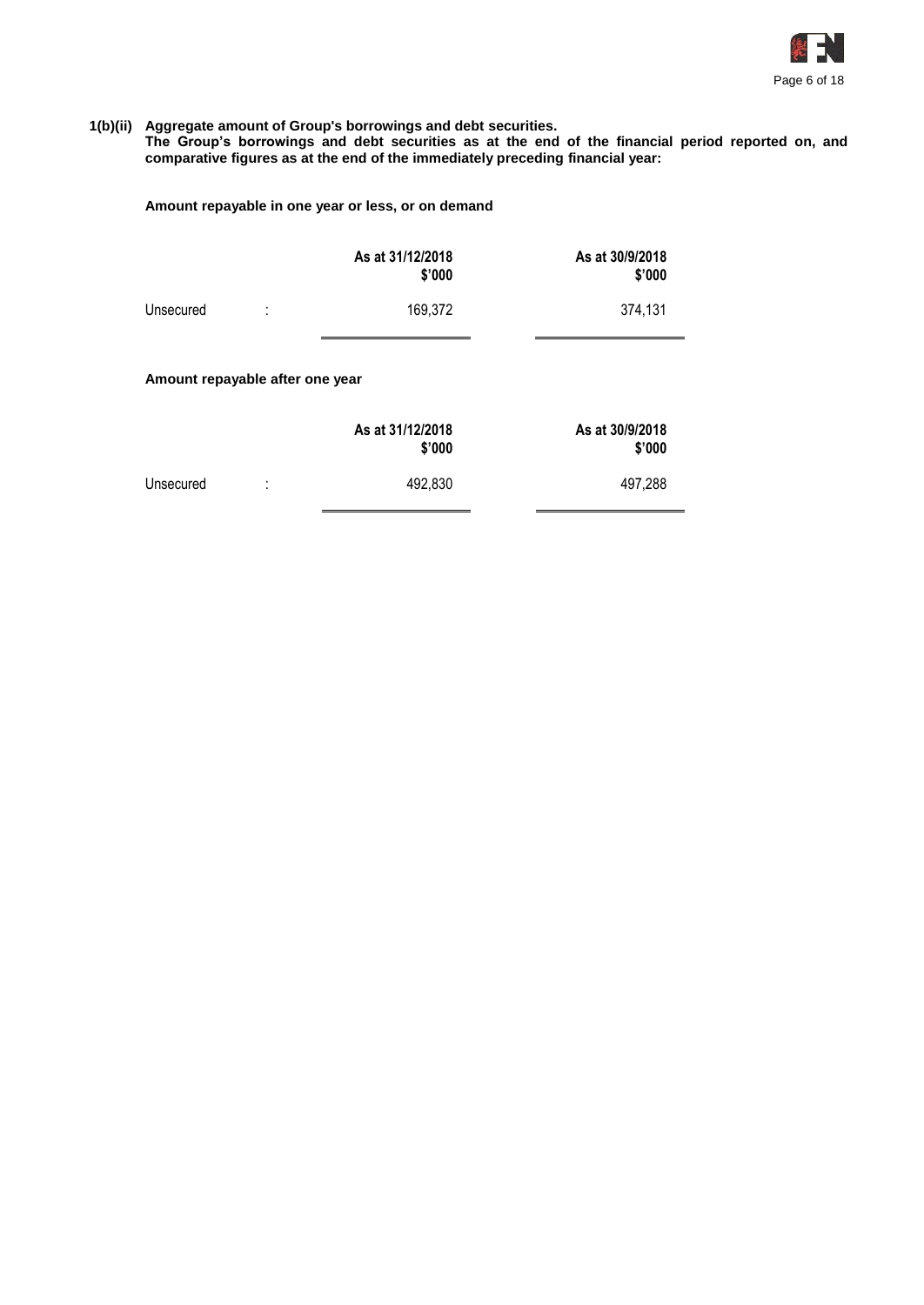**1(b)(ii) Aggregate amount of Group's borrowings and debt securities.**

**The Group's borrowings and debt securities as at the end of the financial period reported on, and comparative figures as at the end of the immediately preceding financial year:**

**Amount repayable in one year or less, or on demand**

| | | As at 31/12/2018<br>$'000 | As at 30/9/2018<br>$'000 |
|---|---|---|---|
| Unsecured | : | 169,372 | 374,131 |

**Amount repayable after one year**

| | | As at 31/12/2018<br>$'000 | As at 30/9/2018<br>$'000 |
|---|---|---|---|
| Unsecured | : | 492,830 | 497,288 |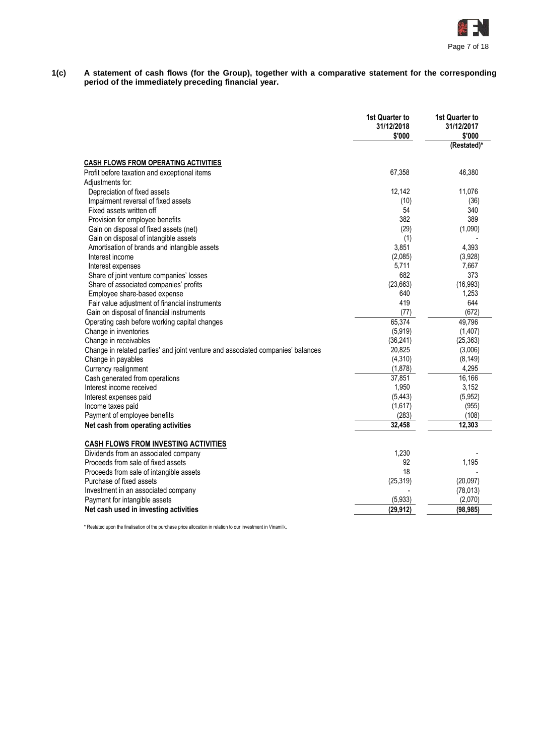**1(c) A statement of cash flows (for the Group), together with a comparative statement for the corresponding period of the immediately preceding financial year.**

| | 1st Quarter to 31/12/2018 $'000 | 1st Quarter to 31/12/2017 $'000 (Restated)* |
|---|---|---|
| **CASH FLOWS FROM OPERATING ACTIVITIES** | | |
| Profit before taxation and exceptional items | 67,358 | 46,380 |
| Adjustments for: | | |
| Depreciation of fixed assets | 12,142 | 11,076 |
| Impairment reversal of fixed assets | (10) | (36) |
| Fixed assets written off | 54 | 340 |
| Provision for employee benefits | 382 | 389 |
| Gain on disposal of fixed assets (net) | (29) | (1,090) |
| Gain on disposal of intangible assets | (1) | - |
| Amortisation of brands and intangible assets | 3,851 | 4,393 |
| Interest income | (2,085) | (3,928) |
| Interest expenses | 5,711 | 7,667 |
| Share of joint venture companies' losses | 682 | 373 |
| Share of associated companies' profits | (23,663) | (16,993) |
| Employee share-based expense | 640 | 1,253 |
| Fair value adjustment of financial instruments | 419 | 644 |
| Gain on disposal of financial instruments | (77) | (672) |
| Operating cash before working capital changes | 65,374 | 49,796 |
| Change in inventories | (5,919) | (1,407) |
| Change in receivables | (36,241) | (25,363) |
| Change in related parties' and joint venture and associated companies' balances | 20,825 | (3,006) |
| Change in payables | (4,310) | (8,149) |
| Currency realignment | (1,878) | 4,295 |
| Cash generated from operations | 37,851 | 16,166 |
| Interest income received | 1,950 | 3,152 |
| Interest expenses paid | (5,443) | (5,952) |
| Income taxes paid | (1,617) | (955) |
| Payment of employee benefits | (283) | (108) |
| **Net cash from operating activities** | **32,458** | **12,303** |
| **CASH FLOWS FROM INVESTING ACTIVITIES** | | |
| Dividends from an associated company | 1,230 | - |
| Proceeds from sale of fixed assets | 92 | 1,195 |
| Proceeds from sale of intangible assets | 18 | - |
| Purchase of fixed assets | (25,319) | (20,097) |
| Investment in an associated company | - | (78,013) |
| Payment for intangible assets | (5,933) | (2,070) |
| **Net cash used in investing activities** | **(29,912)** | **(98,985)** |

\* Restated upon the finalisation of the purchase price allocation in relation to our investment in Vinamilk.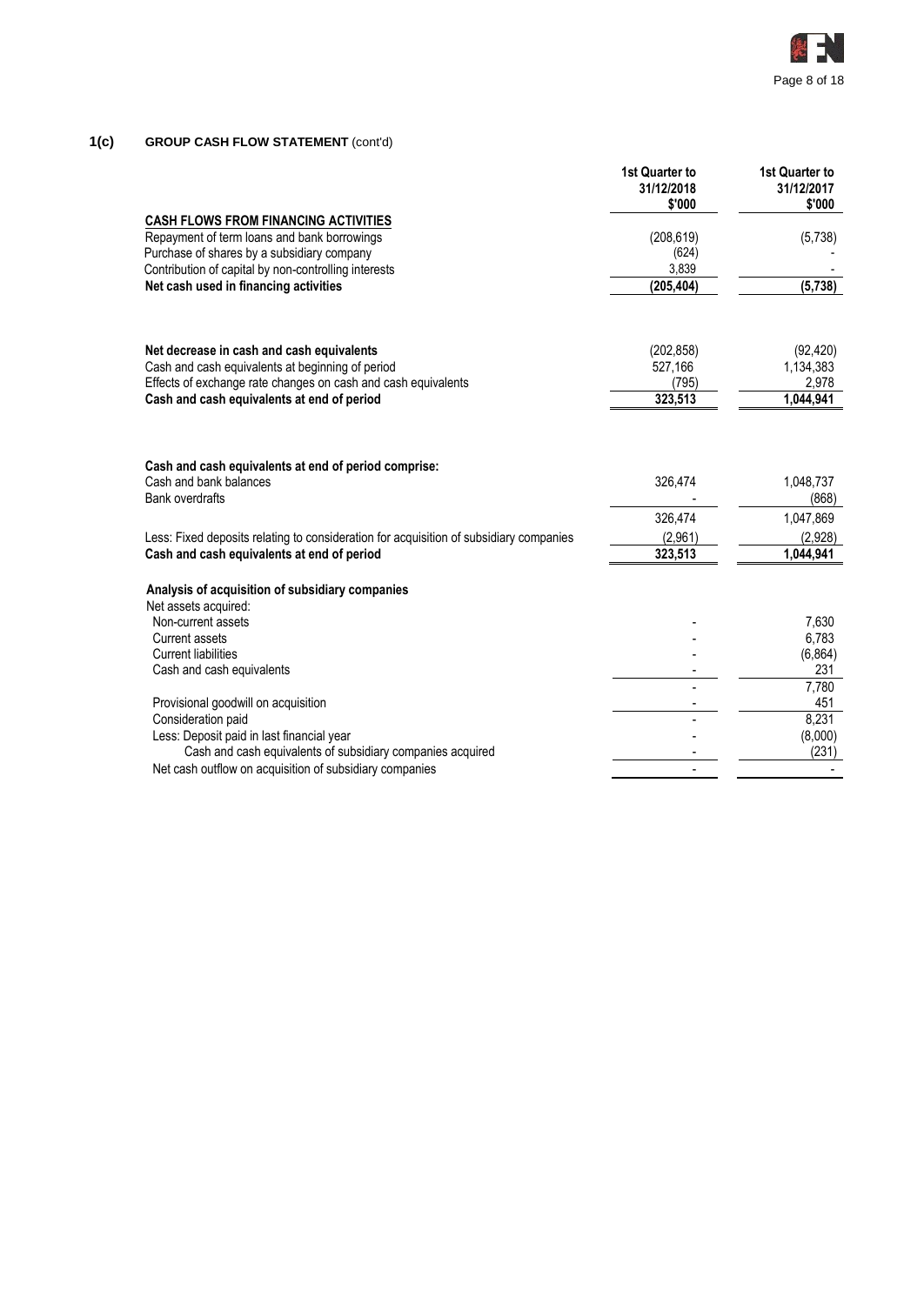## 1(c) GROUP CASH FLOW STATEMENT (cont'd)

| | 1st Quarter to 31/12/2018 $'000 | 1st Quarter to 31/12/2017 $'000 |
|---|---|---|
| **CASH FLOWS FROM FINANCING ACTIVITIES** | | |
| Repayment of term loans and bank borrowings | (208,619) | (5,738) |
| Purchase of shares by a subsidiary company | (624) | - |
| Contribution of capital by non-controlling interests | 3,839 | - |
| **Net cash used in financing activities** | **(205,404)** | **(5,738)** |
| | | |
| **Net decrease in cash and cash equivalents** | (202,858) | (92,420) |
| Cash and cash equivalents at beginning of period | 527,166 | 1,134,383 |
| Effects of exchange rate changes on cash and cash equivalents | (795) | 2,978 |
| **Cash and cash equivalents at end of period** | **323,513** | **1,044,941** |
| | | |
| **Cash and cash equivalents at end of period comprise:** | | |
| Cash and bank balances | 326,474 | 1,048,737 |
| Bank overdrafts | - | (868) |
| | 326,474 | 1,047,869 |
| Less: Fixed deposits relating to consideration for acquisition of subsidiary companies | (2,961) | (2,928) |
| **Cash and cash equivalents at end of period** | **323,513** | **1,044,941** |
| | | |
| **Analysis of acquisition of subsidiary companies** | | |
| Net assets acquired: | | |
| Non-current assets | - | 7,630 |
| Current assets | - | 6,783 |
| Current liabilities | - | (6,864) |
| Cash and cash equivalents | - | 231 |
| | - | 7,780 |
| Provisional goodwill on acquisition | - | 451 |
| Consideration paid | - | 8,231 |
| Less: Deposit paid in last financial year | - | (8,000) |
| Cash and cash equivalents of subsidiary companies acquired | - | (231) |
| Net cash outflow on acquisition of subsidiary companies | - | - |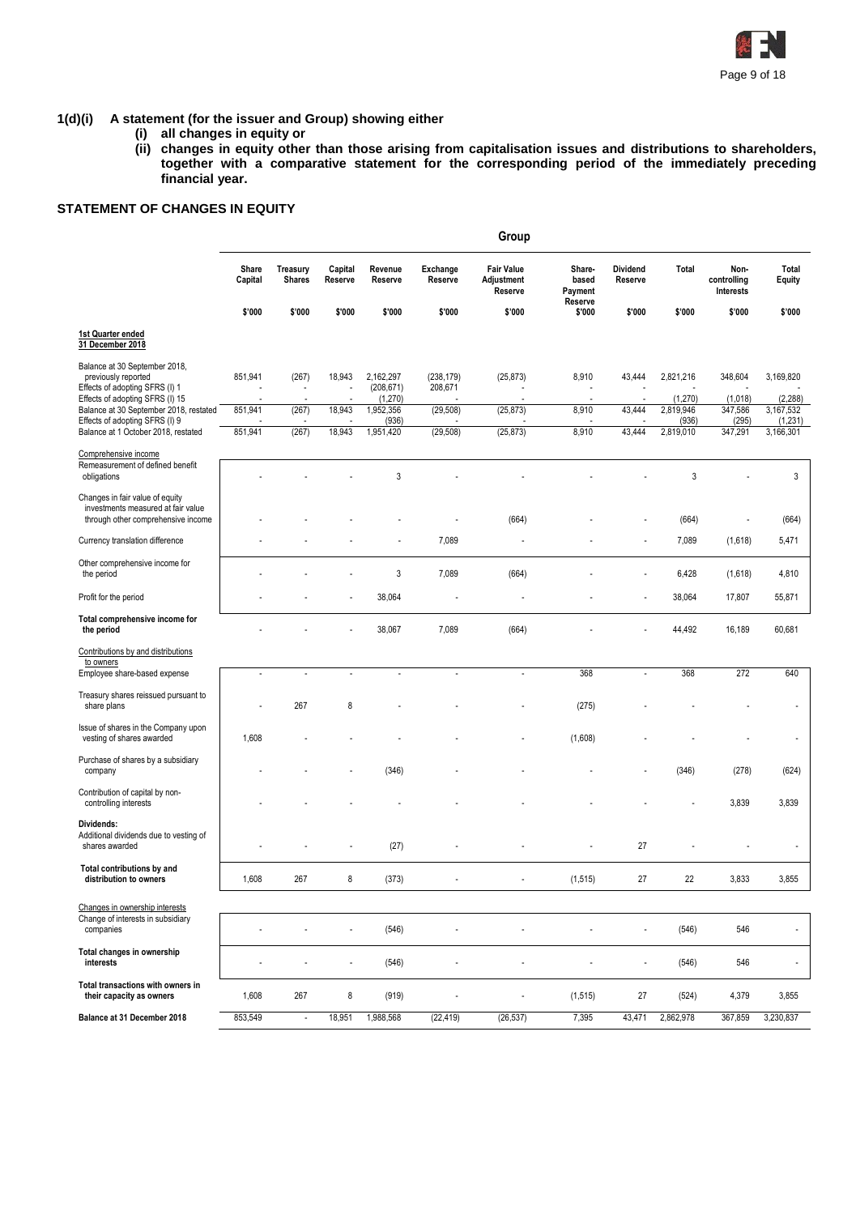**1(d)(i) A statement (for the issuer and Group) showing either**
- **(i) all changes in equity or**
- **(ii) changes in equity other than those arising from capitalisation issues and distributions to shareholders, together with a comparative statement for the corresponding period of the immediately preceding financial year.**

**STATEMENT OF CHANGES IN EQUITY**

| | Group | | | | | | | | | | |
|---|---|---|---|---|---|---|---|---|---|---|---|
| | Share Capital | Treasury Shares | Capital Reserve | Revenue Reserve | Exchange Reserve | Fair Value Adjustment Reserve | Share-based Payment Reserve | Dividend Reserve | Total | Non-controlling Interests | Total Equity |
| | $'000 | $'000 | $'000 | $'000 | $'000 | $'000 | $'000 | $'000 | $'000 | $'000 | $'000 |
| **1st Quarter ended 31 December 2018** | | | | | | | | | | | |
| Balance at 30 September 2018, previously reported | 851,941 | (267) | 18,943 | 2,162,297 | (238,179) | (25,873) | 8,910 | 43,444 | 2,821,216 | 348,604 | 3,169,820 |
| Effects of adopting SFRS (I) 1 | - | - | - | (208,671) | 208,671 | - | - | - | - | - | - |
| Effects of adopting SFRS (I) 15 | - | - | - | (1,270) | - | - | - | - | (1,270) | (1,018) | (2,288) |
| Balance at 30 September 2018, restated | 851,941 | (267) | 18,943 | 1,952,356 | (29,508) | (25,873) | 8,910 | 43,444 | 2,819,946 | 347,586 | 3,167,532 |
| Effects of adopting SFRS (I) 9 | - | - | - | (936) | - | - | - | - | (936) | (295) | (1,231) |
| Balance at 1 October 2018, restated | 851,941 | (267) | 18,943 | 1,951,420 | (29,508) | (25,873) | 8,910 | 43,444 | 2,819,010 | 347,291 | 3,166,301 |
| Comprehensive income | | | | | | | | | | | |
| Remeasurement of defined benefit obligations | - | - | - | 3 | - | - | - | - | 3 | - | 3 |
| Changes in fair value of equity investments measured at fair value through other comprehensive income | - | - | - | - | - | (664) | - | - | (664) | - | (664) |
| Currency translation difference | - | - | - | - | 7,089 | - | - | - | 7,089 | (1,618) | 5,471 |
| Other comprehensive income for the period | - | - | - | 3 | 7,089 | (664) | - | - | 6,428 | (1,618) | 4,810 |
| Profit for the period | - | - | - | 38,064 | - | - | - | - | 38,064 | 17,807 | 55,871 |
| **Total comprehensive income for the period** | - | - | - | 38,067 | 7,089 | (664) | - | - | 44,492 | 16,189 | 60,681 |
| Contributions by and distributions to owners | | | | | | | | | | | |
| Employee share-based expense | - | - | - | - | - | - | 368 | - | 368 | 272 | 640 |
| Treasury shares reissued pursuant to share plans | - | 267 | 8 | - | - | - | (275) | - | - | - | - |
| Issue of shares in the Company upon vesting of shares awarded | 1,608 | - | - | - | - | - | (1,608) | - | - | - | - |
| Purchase of shares by a subsidiary company | - | - | - | (346) | - | - | - | - | (346) | (278) | (624) |
| Contribution of capital by non-controlling interests | - | - | - | - | - | - | - | - | - | 3,839 | 3,839 |
| **Dividends:** | | | | | | | | | | | |
| Additional dividends due to vesting of shares awarded | - | - | - | (27) | - | - | - | 27 | - | - | - |
| **Total contributions by and distribution to owners** | 1,608 | 267 | 8 | (373) | - | - | (1,515) | 27 | 22 | 3,833 | 3,855 |
| Changes in ownership interests | | | | | | | | | | | |
| Change of interests in subsidiary companies | - | - | - | (546) | - | - | - | - | (546) | 546 | - |
| **Total changes in ownership interests** | - | - | - | (546) | - | - | - | - | (546) | 546 | - |
| **Total transactions with owners in their capacity as owners** | 1,608 | 267 | 8 | (919) | - | - | (1,515) | 27 | (524) | 4,379 | 3,855 |
| **Balance at 31 December 2018** | 853,549 | - | 18,951 | 1,988,568 | (22,419) | (26,537) | 7,395 | 43,471 | 2,862,978 | 367,859 | 3,230,837 |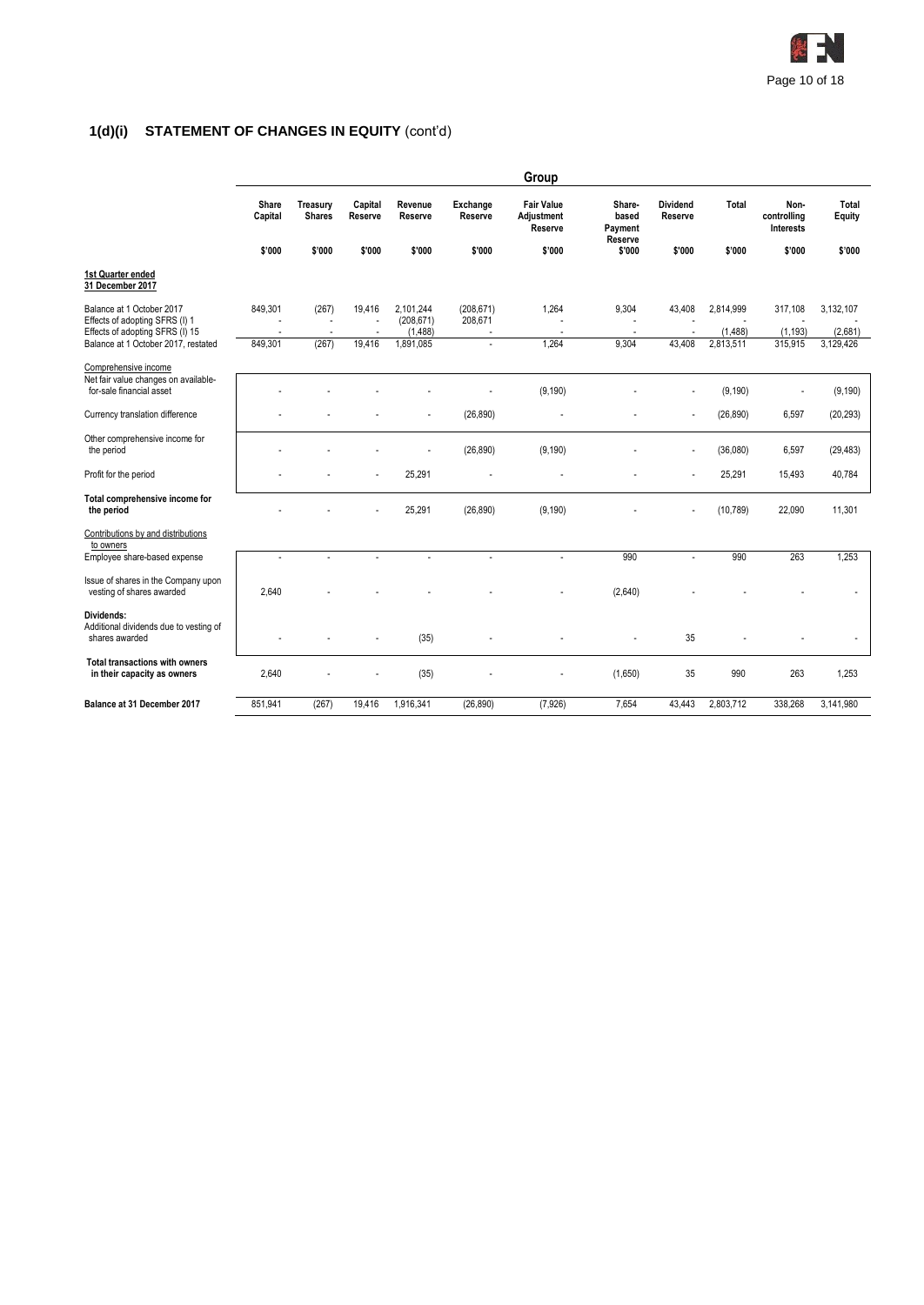## 1(d)(i) STATEMENT OF CHANGES IN EQUITY (cont'd)

| | Group | | | | | | | | | | |
|---|---|---|---|---|---|---|---|---|---|---|---|
| | Share Capital | Treasury Shares | Capital Reserve | Revenue Reserve | Exchange Reserve | Fair Value Adjustment Reserve | Share-based Payment Reserve | Dividend Reserve | Total | Non-controlling Interests | Total Equity |
| | $'000 | $'000 | $'000 | $'000 | $'000 | $'000 | $'000 | $'000 | $'000 | $'000 | $'000 |
| **1st Quarter ended 31 December 2017** | | | | | | | | | | | |
| Balance at 1 October 2017 | 849,301 | (267) | 19,416 | 2,101,244 | (208,671) | 1,264 | 9,304 | 43,408 | 2,814,999 | 317,108 | 3,132,107 |
| Effects of adopting SFRS (I) 1 | - | - | - | (208,671) | 208,671 | - | - | - | - | - | - |
| Effects of adopting SFRS (I) 15 | - | - | - | (1,488) | - | - | - | - | (1,488) | (1,193) | (2,681) |
| Balance at 1 October 2017, restated | 849,301 | (267) | 19,416 | 1,891,085 | - | 1,264 | 9,304 | 43,408 | 2,813,511 | 315,915 | 3,129,426 |
| Comprehensive income | | | | | | | | | | | |
| Net fair value changes on available-for-sale financial asset | - | - | - | - | - | (9,190) | - | - | (9,190) | - | (9,190) |
| Currency translation difference | - | - | - | - | (26,890) | - | - | - | (26,890) | 6,597 | (20,293) |
| Other comprehensive income for the period | - | - | - | - | (26,890) | (9,190) | - | - | (36,080) | 6,597 | (29,483) |
| Profit for the period | - | - | - | 25,291 | - | - | - | - | 25,291 | 15,493 | 40,784 |
| **Total comprehensive income for the period** | - | - | - | 25,291 | (26,890) | (9,190) | - | - | (10,789) | 22,090 | 11,301 |
| Contributions by and distributions to owners | | | | | | | | | | | |
| Employee share-based expense | - | - | - | - | - | - | 990 | - | 990 | 263 | 1,253 |
| Issue of shares in the Company upon vesting of shares awarded | 2,640 | - | - | - | - | - | (2,640) | - | - | - | - |
| **Dividends:** Additional dividends due to vesting of shares awarded | - | - | - | (35) | - | - | - | 35 | - | - | - |
| **Total transactions with owners in their capacity as owners** | 2,640 | - | - | (35) | - | - | (1,650) | 35 | 990 | 263 | 1,253 |
| **Balance at 31 December 2017** | 851,941 | (267) | 19,416 | 1,916,341 | (26,890) | (7,926) | 7,654 | 43,443 | 2,803,712 | 338,268 | 3,141,980 |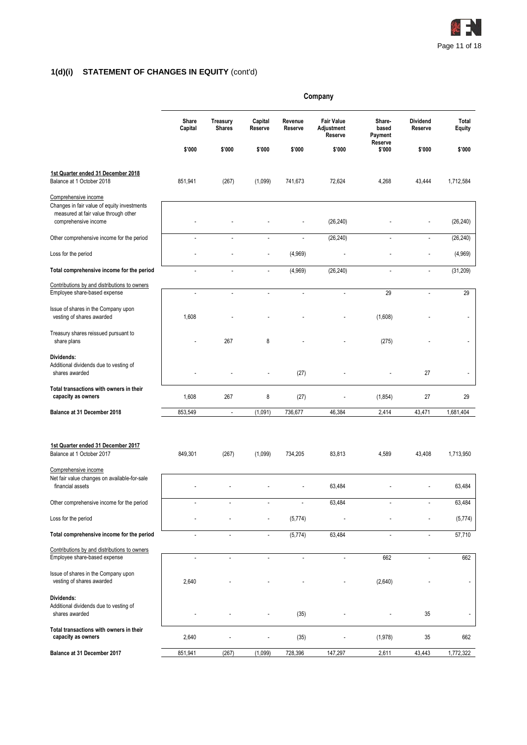## 1(d)(i) STATEMENT OF CHANGES IN EQUITY (cont'd)

| | Company | | | | | | | |
|---|---|---|---|---|---|---|---|---|
| | Share Capital | Treasury Shares | Capital Reserve | Revenue Reserve | Fair Value Adjustment Reserve | Share-based Payment Reserve | Dividend Reserve | Total Equity |
| | \$'000 | \$'000 | \$'000 | \$'000 | \$'000 | \$'000 | \$'000 | \$'000 |
| **1st Quarter ended 31 December 2018** | | | | | | | | |
| Balance at 1 October 2018 | 851,941 | (267) | (1,099) | 741,673 | 72,624 | 4,268 | 43,444 | 1,712,584 |
| Comprehensive income | | | | | | | | |
| Changes in fair value of equity investments measured at fair value through other comprehensive income | - | - | - | - | (26,240) | - | - | (26,240) |
| Other comprehensive income for the period | - | - | - | - | (26,240) | - | - | (26,240) |
| Loss for the period | - | - | - | (4,969) | - | - | - | (4,969) |
| **Total comprehensive income for the period** | - | - | - | (4,969) | (26,240) | - | - | (31,209) |
| Contributions by and distributions to owners | | | | | | | | |
| Employee share-based expense | - | - | - | - | - | 29 | - | 29 |
| Issue of shares in the Company upon vesting of shares awarded | 1,608 | - | - | - | - | (1,608) | - | - |
| Treasury shares reissued pursuant to share plans | - | 267 | 8 | - | - | (275) | - | - |
| **Dividends:** | | | | | | | | |
| Additional dividends due to vesting of shares awarded | - | - | - | (27) | - | - | 27 | - |
| **Total transactions with owners in their capacity as owners** | 1,608 | 267 | 8 | (27) | - | (1,854) | 27 | 29 |
| **Balance at 31 December 2018** | 853,549 | - | (1,091) | 736,677 | 46,384 | 2,414 | 43,471 | 1,681,404 |
| | | | | | | | | |
| **1st Quarter ended 31 December 2017** | | | | | | | | |
| Balance at 1 October 2017 | 849,301 | (267) | (1,099) | 734,205 | 83,813 | 4,589 | 43,408 | 1,713,950 |
| Comprehensive income | | | | | | | | |
| Net fair value changes on available-for-sale financial assets | - | - | - | - | 63,484 | - | - | 63,484 |
| Other comprehensive income for the period | - | - | - | - | 63,484 | - | - | 63,484 |
| Loss for the period | - | - | - | (5,774) | - | - | - | (5,774) |
| **Total comprehensive income for the period** | - | - | - | (5,774) | 63,484 | - | - | 57,710 |
| Contributions by and distributions to owners | | | | | | | | |
| Employee share-based expense | - | - | - | - | - | 662 | - | 662 |
| Issue of shares in the Company upon vesting of shares awarded | 2,640 | - | - | - | - | (2,640) | - | - |
| **Dividends:** | | | | | | | | |
| Additional dividends due to vesting of shares awarded | - | - | - | (35) | - | - | 35 | - |
| **Total transactions with owners in their capacity as owners** | 2,640 | - | - | (35) | - | (1,978) | 35 | 662 |
| **Balance at 31 December 2017** | 851,941 | (267) | (1,099) | 728,396 | 147,297 | 2,611 | 43,443 | 1,772,322 |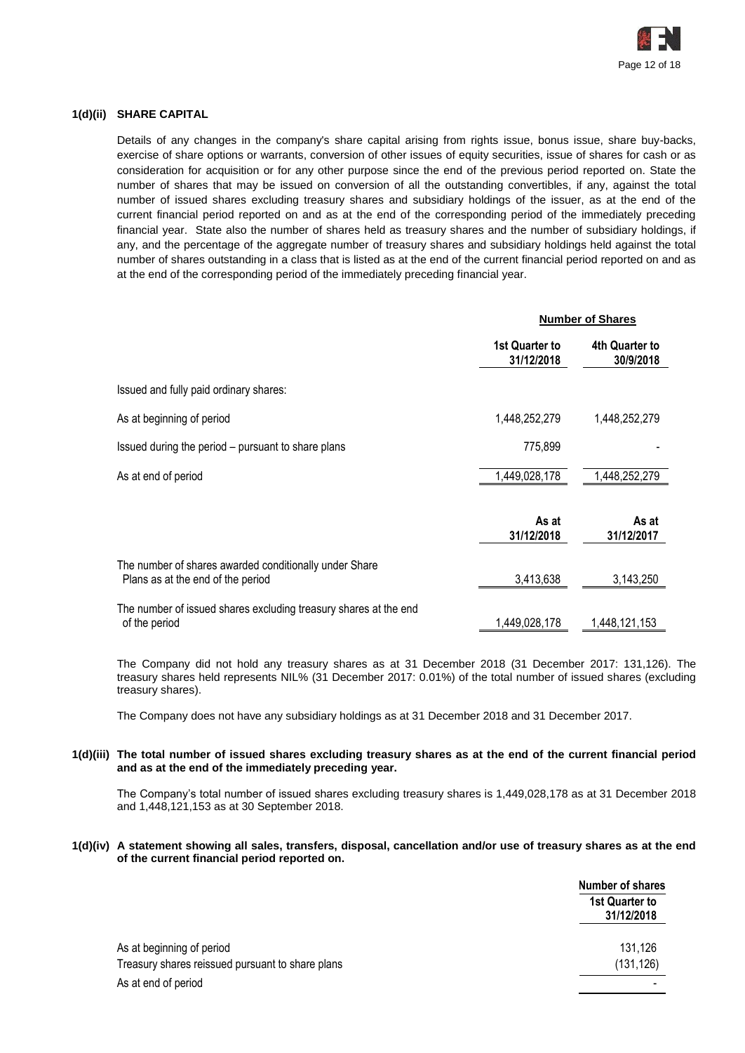**1(d)(ii) SHARE CAPITAL**

Details of any changes in the company's share capital arising from rights issue, bonus issue, share buy-backs, exercise of share options or warrants, conversion of other issues of equity securities, issue of shares for cash or as consideration for acquisition or for any other purpose since the end of the previous period reported on. State the number of shares that may be issued on conversion of all the outstanding convertibles, if any, against the total number of issued shares excluding treasury shares and subsidiary holdings of the issuer, as at the end of the current financial period reported on and as at the end of the corresponding period of the immediately preceding financial year. State also the number of shares held as treasury shares and the number of subsidiary holdings, if any, and the percentage of the aggregate number of treasury shares and subsidiary holdings held against the total number of shares outstanding in a class that is listed as at the end of the current financial period reported on and as at the end of the corresponding period of the immediately preceding financial year.

| | Number of Shares | |
|---|---|---|
| | **1st Quarter to 31/12/2018** | **4th Quarter to 30/9/2018** |
| Issued and fully paid ordinary shares: | | |
| As at beginning of period | 1,448,252,279 | 1,448,252,279 |
| Issued during the period – pursuant to share plans | 775,899 | - |
| As at end of period | 1,449,028,178 | 1,448,252,279 |
| | **As at 31/12/2018** | **As at 31/12/2017** |
| The number of shares awarded conditionally under Share Plans as at the end of the period | 3,413,638 | 3,143,250 |
| The number of issued shares excluding treasury shares at the end of the period | 1,449,028,178 | 1,448,121,153 |

The Company did not hold any treasury shares as at 31 December 2018 (31 December 2017: 131,126). The treasury shares held represents NIL% (31 December 2017: 0.01%) of the total number of issued shares (excluding treasury shares).

The Company does not have any subsidiary holdings as at 31 December 2018 and 31 December 2017.

**1(d)(iii) The total number of issued shares excluding treasury shares as at the end of the current financial period and as at the end of the immediately preceding year.**

The Company's total number of issued shares excluding treasury shares is 1,449,028,178 as at 31 December 2018 and 1,448,121,153 as at 30 September 2018.

**1(d)(iv) A statement showing all sales, transfers, disposal, cancellation and/or use of treasury shares as at the end of the current financial period reported on.**

| | Number of shares |
|---|---|
| | **1st Quarter to 31/12/2018** |
| As at beginning of period | 131,126 |
| Treasury shares reissued pursuant to share plans | (131,126) |
| As at end of period | - |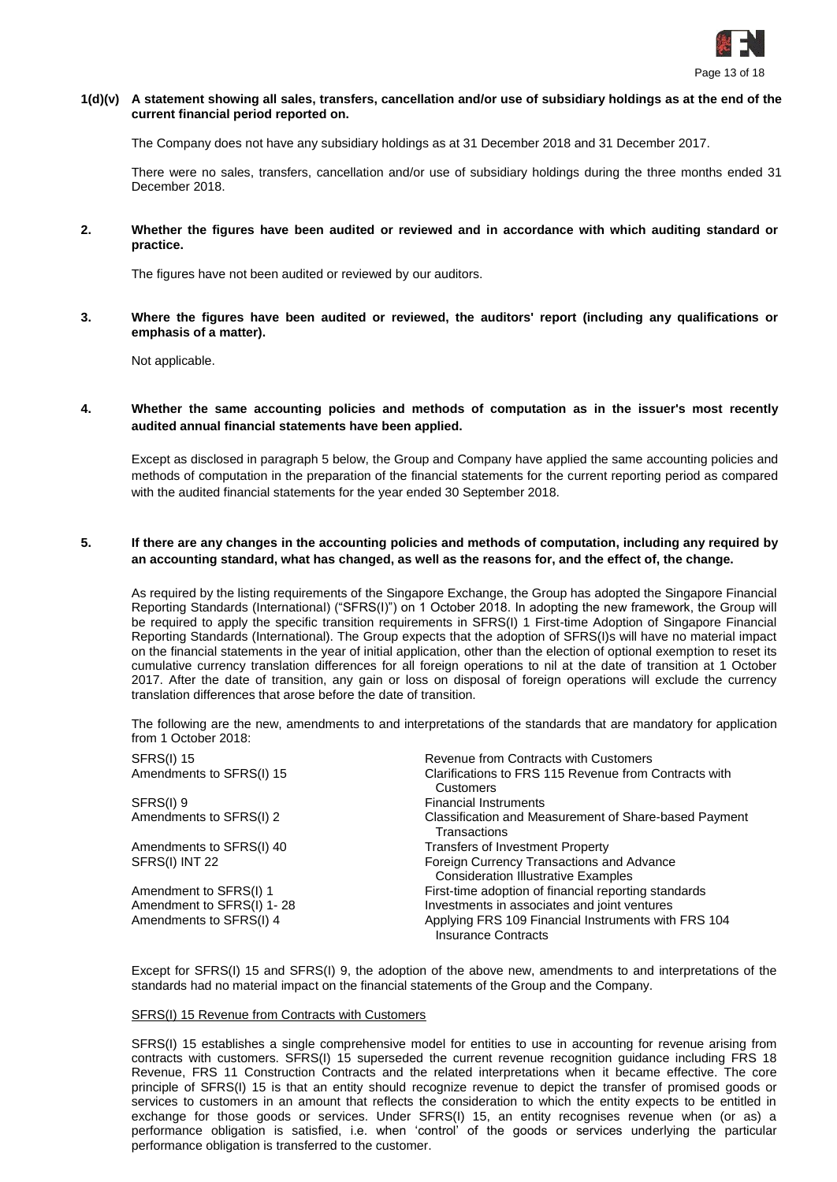**1(d)(v) A statement showing all sales, transfers, cancellation and/or use of subsidiary holdings as at the end of the current financial period reported on.**

The Company does not have any subsidiary holdings as at 31 December 2018 and 31 December 2017.

There were no sales, transfers, cancellation and/or use of subsidiary holdings during the three months ended 31 December 2018.

**2. Whether the figures have been audited or reviewed and in accordance with which auditing standard or practice.**

The figures have not been audited or reviewed by our auditors.

**3. Where the figures have been audited or reviewed, the auditors' report (including any qualifications or emphasis of a matter).**

Not applicable.

**4. Whether the same accounting policies and methods of computation as in the issuer's most recently audited annual financial statements have been applied.**

Except as disclosed in paragraph 5 below, the Group and Company have applied the same accounting policies and methods of computation in the preparation of the financial statements for the current reporting period as compared with the audited financial statements for the year ended 30 September 2018.

**5. If there are any changes in the accounting policies and methods of computation, including any required by an accounting standard, what has changed, as well as the reasons for, and the effect of, the change.**

As required by the listing requirements of the Singapore Exchange, the Group has adopted the Singapore Financial Reporting Standards (International) ("SFRS(I)") on 1 October 2018. In adopting the new framework, the Group will be required to apply the specific transition requirements in SFRS(I) 1 First-time Adoption of Singapore Financial Reporting Standards (International). The Group expects that the adoption of SFRS(I)s will have no material impact on the financial statements in the year of initial application, other than the election of optional exemption to reset its cumulative currency translation differences for all foreign operations to nil at the date of transition at 1 October 2017. After the date of transition, any gain or loss on disposal of foreign operations will exclude the currency translation differences that arose before the date of transition.

The following are the new, amendments to and interpretations of the standards that are mandatory for application from 1 October 2018:

| | |
|---|---|
| SFRS(I) 15 | Revenue from Contracts with Customers |
| Amendments to SFRS(I) 15 | Clarifications to FRS 115 Revenue from Contracts with Customers |
| SFRS(I) 9 | Financial Instruments |
| Amendments to SFRS(I) 2 | Classification and Measurement of Share-based Payment Transactions |
| Amendments to SFRS(I) 40 | Transfers of Investment Property |
| SFRS(I) INT 22 | Foreign Currency Transactions and Advance Consideration Illustrative Examples |
| Amendment to SFRS(I) 1 | First-time adoption of financial reporting standards |
| Amendment to SFRS(I) 1- 28 | Investments in associates and joint ventures |
| Amendments to SFRS(I) 4 | Applying FRS 109 Financial Instruments with FRS 104 Insurance Contracts |

Except for SFRS(I) 15 and SFRS(I) 9, the adoption of the above new, amendments to and interpretations of the standards had no material impact on the financial statements of the Group and the Company.

SFRS(I) 15 Revenue from Contracts with Customers

SFRS(I) 15 establishes a single comprehensive model for entities to use in accounting for revenue arising from contracts with customers. SFRS(I) 15 superseded the current revenue recognition guidance including FRS 18 Revenue, FRS 11 Construction Contracts and the related interpretations when it became effective. The core principle of SFRS(I) 15 is that an entity should recognize revenue to depict the transfer of promised goods or services to customers in an amount that reflects the consideration to which the entity expects to be entitled in exchange for those goods or services. Under SFRS(I) 15, an entity recognises revenue when (or as) a performance obligation is satisfied, i.e. when 'control' of the goods or services underlying the particular performance obligation is transferred to the customer.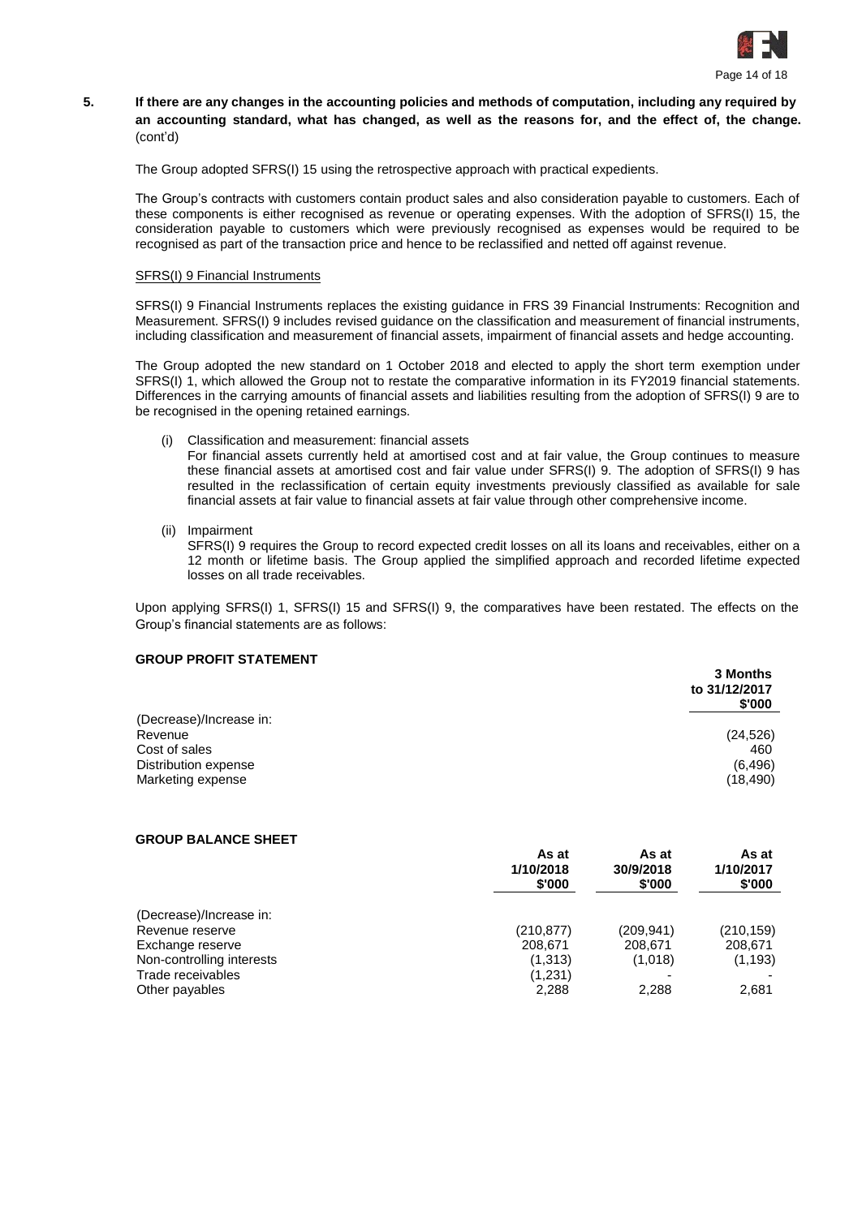**5. If there are any changes in the accounting policies and methods of computation, including any required by an accounting standard, what has changed, as well as the reasons for, and the effect of, the change.** (cont'd)

The Group adopted SFRS(I) 15 using the retrospective approach with practical expedients.

The Group's contracts with customers contain product sales and also consideration payable to customers. Each of these components is either recognised as revenue or operating expenses. With the adoption of SFRS(I) 15, the consideration payable to customers which were previously recognised as expenses would be required to be recognised as part of the transaction price and hence to be reclassified and netted off against revenue.

<u>SFRS(I) 9 Financial Instruments</u>

SFRS(I) 9 Financial Instruments replaces the existing guidance in FRS 39 Financial Instruments: Recognition and Measurement. SFRS(I) 9 includes revised guidance on the classification and measurement of financial instruments, including classification and measurement of financial assets, impairment of financial assets and hedge accounting.

The Group adopted the new standard on 1 October 2018 and elected to apply the short term exemption under SFRS(I) 1, which allowed the Group not to restate the comparative information in its FY2019 financial statements. Differences in the carrying amounts of financial assets and liabilities resulting from the adoption of SFRS(I) 9 are to be recognised in the opening retained earnings.

(i) Classification and measurement: financial assets
For financial assets currently held at amortised cost and at fair value, the Group continues to measure these financial assets at amortised cost and fair value under SFRS(I) 9. The adoption of SFRS(I) 9 has resulted in the reclassification of certain equity investments previously classified as available for sale financial assets at fair value to financial assets at fair value through other comprehensive income.

(ii) Impairment
SFRS(I) 9 requires the Group to record expected credit losses on all its loans and receivables, either on a 12 month or lifetime basis. The Group applied the simplified approach and recorded lifetime expected losses on all trade receivables.

Upon applying SFRS(I) 1, SFRS(I) 15 and SFRS(I) 9, the comparatives have been restated. The effects on the Group's financial statements are as follows:

**GROUP PROFIT STATEMENT**

| | 3 Months to 31/12/2017 $'000 |
|---|---|
| (Decrease)/Increase in: | |
| Revenue | (24,526) |
| Cost of sales | 460 |
| Distribution expense | (6,496) |
| Marketing expense | (18,490) |

**GROUP BALANCE SHEET**

| | As at 1/10/2018 $'000 | As at 30/9/2018 $'000 | As at 1/10/2017 $'000 |
|---|---|---|---|
| (Decrease)/Increase in: | | | |
| Revenue reserve | (210,877) | (209,941) | (210,159) |
| Exchange reserve | 208,671 | 208,671 | 208,671 |
| Non-controlling interests | (1,313) | (1,018) | (1,193) |
| Trade receivables | (1,231) | - | - |
| Other payables | 2,288 | 2,288 | 2,681 |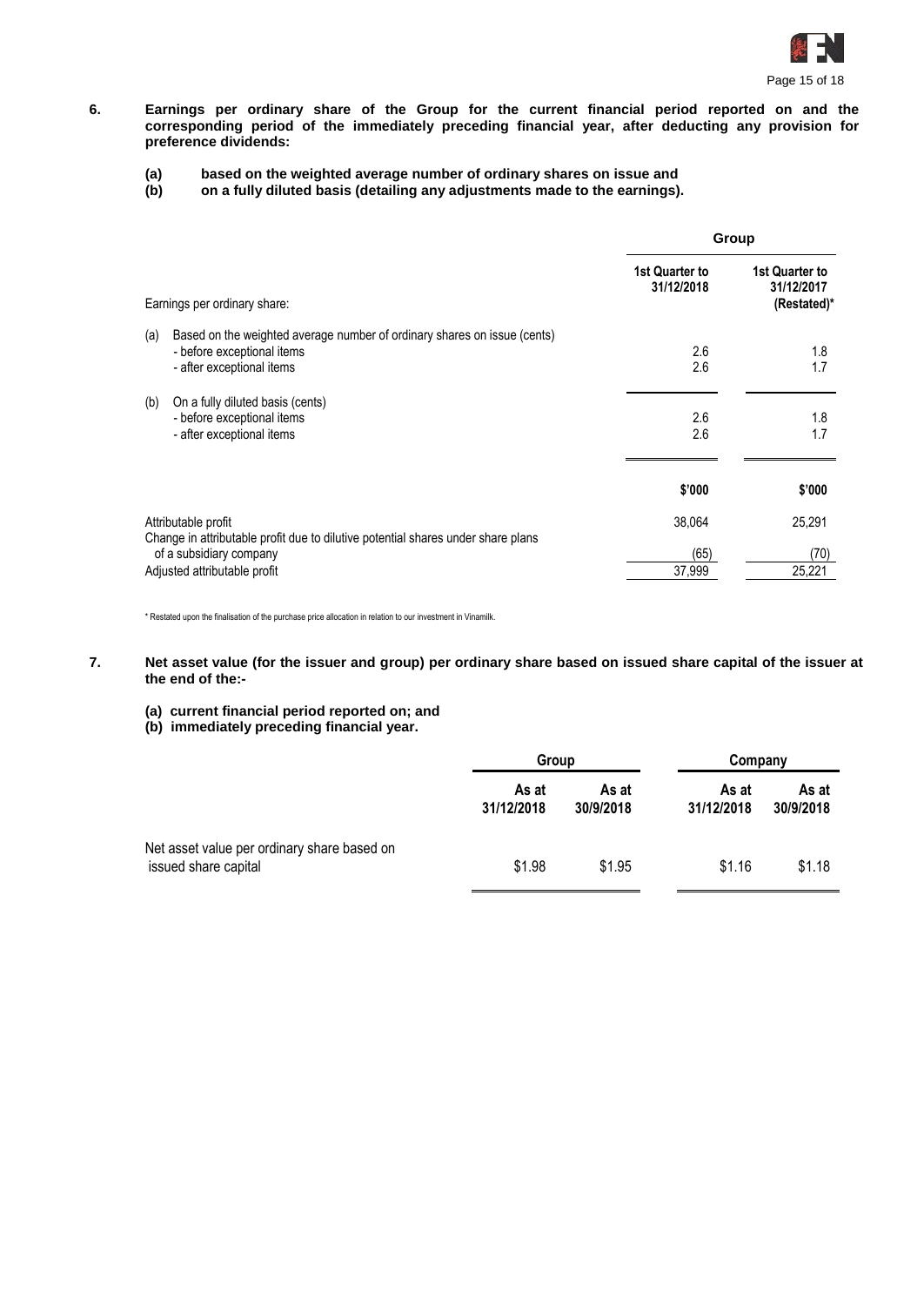**6. Earnings per ordinary share of the Group for the current financial period reported on and the corresponding period of the immediately preceding financial year, after deducting any provision for preference dividends:**

**(a) based on the weighted average number of ordinary shares on issue and**
**(b) on a fully diluted basis (detailing any adjustments made to the earnings).**

| | Group | |
|---|---|---|
| Earnings per ordinary share: | 1st Quarter to 31/12/2018 | 1st Quarter to 31/12/2017 (Restated)* |
| (a) Based on the weighted average number of ordinary shares on issue (cents) | | |
| - before exceptional items | 2.6 | 1.8 |
| - after exceptional items | 2.6 | 1.7 |
| (b) On a fully diluted basis (cents) | | |
| - before exceptional items | 2.6 | 1.8 |
| - after exceptional items | 2.6 | 1.7 |
| | $'000 | $'000 |
| Attributable profit | 38,064 | 25,291 |
| Change in attributable profit due to dilutive potential shares under share plans of a subsidiary company | (65) | (70) |
| Adjusted attributable profit | 37,999 | 25,221 |

\* Restated upon the finalisation of the purchase price allocation in relation to our investment in Vinamilk.

**7. Net asset value (for the issuer and group) per ordinary share based on issued share capital of the issuer at the end of the:-**

**(a) current financial period reported on; and**
**(b) immediately preceding financial year.**

| | Group | | Company | |
|---|---|---|---|---|
| | As at 31/12/2018 | As at 30/9/2018 | As at 31/12/2018 | As at 30/9/2018 |
| Net asset value per ordinary share based on issued share capital | $1.98 | $1.95 | $1.16 | $1.18 |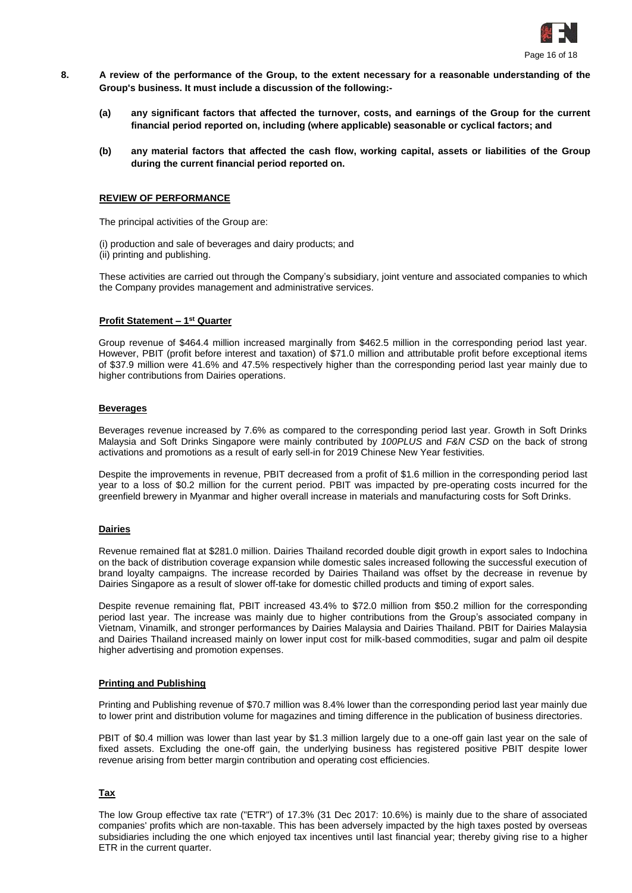**8. A review of the performance of the Group, to the extent necessary for a reasonable understanding of the Group's business. It must include a discussion of the following:-**

**(a) any significant factors that affected the turnover, costs, and earnings of the Group for the current financial period reported on, including (where applicable) seasonable or cyclical factors; and**

**(b) any material factors that affected the cash flow, working capital, assets or liabilities of the Group during the current financial period reported on.**

**REVIEW OF PERFORMANCE**

The principal activities of the Group are:

(i) production and sale of beverages and dairy products; and
(ii) printing and publishing.

These activities are carried out through the Company's subsidiary, joint venture and associated companies to which the Company provides management and administrative services.

**Profit Statement – 1st Quarter**

Group revenue of $464.4 million increased marginally from $462.5 million in the corresponding period last year. However, PBIT (profit before interest and taxation) of $71.0 million and attributable profit before exceptional items of $37.9 million were 41.6% and 47.5% respectively higher than the corresponding period last year mainly due to higher contributions from Dairies operations.

**Beverages**

Beverages revenue increased by 7.6% as compared to the corresponding period last year. Growth in Soft Drinks Malaysia and Soft Drinks Singapore were mainly contributed by *100PLUS* and *F&N CSD* on the back of strong activations and promotions as a result of early sell-in for 2019 Chinese New Year festivities.

Despite the improvements in revenue, PBIT decreased from a profit of $1.6 million in the corresponding period last year to a loss of $0.2 million for the current period. PBIT was impacted by pre-operating costs incurred for the greenfield brewery in Myanmar and higher overall increase in materials and manufacturing costs for Soft Drinks.

**Dairies**

Revenue remained flat at $281.0 million. Dairies Thailand recorded double digit growth in export sales to Indochina on the back of distribution coverage expansion while domestic sales increased following the successful execution of brand loyalty campaigns. The increase recorded by Dairies Thailand was offset by the decrease in revenue by Dairies Singapore as a result of slower off-take for domestic chilled products and timing of export sales.

Despite revenue remaining flat, PBIT increased 43.4% to $72.0 million from $50.2 million for the corresponding period last year. The increase was mainly due to higher contributions from the Group's associated company in Vietnam, Vinamilk, and stronger performances by Dairies Malaysia and Dairies Thailand. PBIT for Dairies Malaysia and Dairies Thailand increased mainly on lower input cost for milk-based commodities, sugar and palm oil despite higher advertising and promotion expenses.

**Printing and Publishing**

Printing and Publishing revenue of $70.7 million was 8.4% lower than the corresponding period last year mainly due to lower print and distribution volume for magazines and timing difference in the publication of business directories.

PBIT of $0.4 million was lower than last year by $1.3 million largely due to a one-off gain last year on the sale of fixed assets. Excluding the one-off gain, the underlying business has registered positive PBIT despite lower revenue arising from better margin contribution and operating cost efficiencies.

**Tax**

The low Group effective tax rate ("ETR") of 17.3% (31 Dec 2017: 10.6%) is mainly due to the share of associated companies' profits which are non-taxable. This has been adversely impacted by the high taxes posted by overseas subsidiaries including the one which enjoyed tax incentives until last financial year; thereby giving rise to a higher ETR in the current quarter.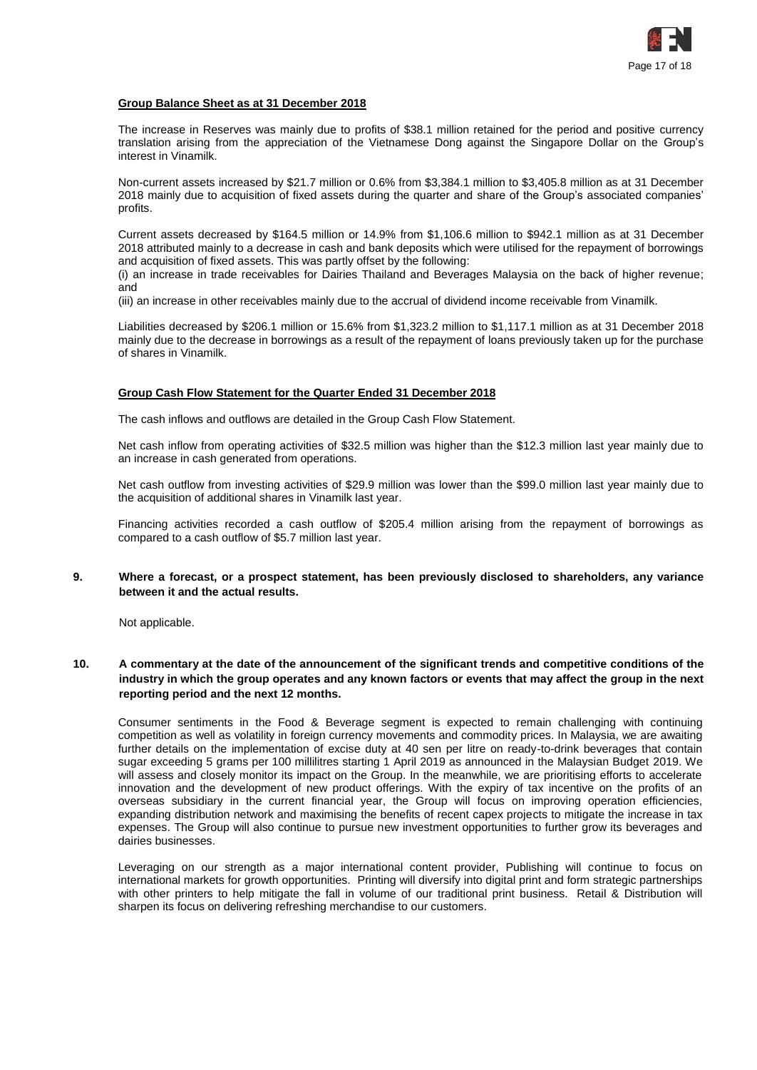**Group Balance Sheet as at 31 December 2018**

The increase in Reserves was mainly due to profits of $38.1 million retained for the period and positive currency translation arising from the appreciation of the Vietnamese Dong against the Singapore Dollar on the Group's interest in Vinamilk.

Non-current assets increased by $21.7 million or 0.6% from $3,384.1 million to $3,405.8 million as at 31 December 2018 mainly due to acquisition of fixed assets during the quarter and share of the Group's associated companies' profits.

Current assets decreased by $164.5 million or 14.9% from $1,106.6 million to $942.1 million as at 31 December 2018 attributed mainly to a decrease in cash and bank deposits which were utilised for the repayment of borrowings and acquisition of fixed assets. This was partly offset by the following:
(i) an increase in trade receivables for Dairies Thailand and Beverages Malaysia on the back of higher revenue; and
(iii) an increase in other receivables mainly due to the accrual of dividend income receivable from Vinamilk.

Liabilities decreased by $206.1 million or 15.6% from $1,323.2 million to $1,117.1 million as at 31 December 2018 mainly due to the decrease in borrowings as a result of the repayment of loans previously taken up for the purchase of shares in Vinamilk.

**Group Cash Flow Statement for the Quarter Ended 31 December 2018**

The cash inflows and outflows are detailed in the Group Cash Flow Statement.

Net cash inflow from operating activities of $32.5 million was higher than the $12.3 million last year mainly due to an increase in cash generated from operations.

Net cash outflow from investing activities of $29.9 million was lower than the $99.0 million last year mainly due to the acquisition of additional shares in Vinamilk last year.

Financing activities recorded a cash outflow of $205.4 million arising from the repayment of borrowings as compared to a cash outflow of $5.7 million last year.

**9. Where a forecast, or a prospect statement, has been previously disclosed to shareholders, any variance between it and the actual results.**

Not applicable.

**10. A commentary at the date of the announcement of the significant trends and competitive conditions of the industry in which the group operates and any known factors or events that may affect the group in the next reporting period and the next 12 months.**

Consumer sentiments in the Food & Beverage segment is expected to remain challenging with continuing competition as well as volatility in foreign currency movements and commodity prices. In Malaysia, we are awaiting further details on the implementation of excise duty at 40 sen per litre on ready-to-drink beverages that contain sugar exceeding 5 grams per 100 millilitres starting 1 April 2019 as announced in the Malaysian Budget 2019. We will assess and closely monitor its impact on the Group. In the meanwhile, we are prioritising efforts to accelerate innovation and the development of new product offerings. With the expiry of tax incentive on the profits of an overseas subsidiary in the current financial year, the Group will focus on improving operation efficiencies, expanding distribution network and maximising the benefits of recent capex projects to mitigate the increase in tax expenses. The Group will also continue to pursue new investment opportunities to further grow its beverages and dairies businesses.

Leveraging on our strength as a major international content provider, Publishing will continue to focus on international markets for growth opportunities. Printing will diversify into digital print and form strategic partnerships with other printers to help mitigate the fall in volume of our traditional print business. Retail & Distribution will sharpen its focus on delivering refreshing merchandise to our customers.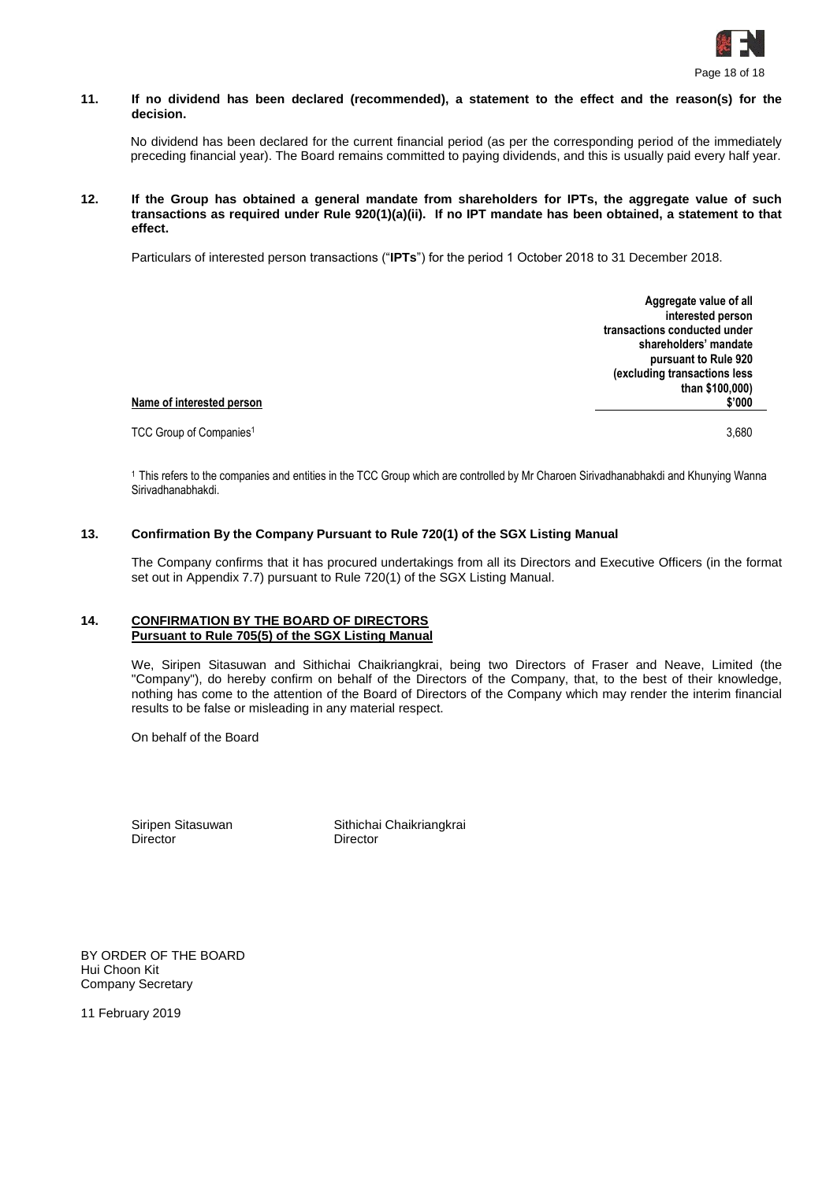**11. If no dividend has been declared (recommended), a statement to the effect and the reason(s) for the decision.**

No dividend has been declared for the current financial period (as per the corresponding period of the immediately preceding financial year). The Board remains committed to paying dividends, and this is usually paid every half year.

**12. If the Group has obtained a general mandate from shareholders for IPTs, the aggregate value of such transactions as required under Rule 920(1)(a)(ii). If no IPT mandate has been obtained, a statement to that effect.**

Particulars of interested person transactions ("**IPTs**") for the period 1 October 2018 to 31 December 2018.

| Name of interested person | Aggregate value of all interested person transactions conducted under shareholders' mandate pursuant to Rule 920 (excluding transactions less than $100,000) $'000 |
|---|---|
| TCC Group of Companies[1] | 3,680 |

[1] This refers to the companies and entities in the TCC Group which are controlled by Mr Charoen Sirivadhanabhakdi and Khunying Wanna Sirivadhanabhakdi.

**13. Confirmation By the Company Pursuant to Rule 720(1) of the SGX Listing Manual**

The Company confirms that it has procured undertakings from all its Directors and Executive Officers (in the format set out in Appendix 7.7) pursuant to Rule 720(1) of the SGX Listing Manual.

**14. CONFIRMATION BY THE BOARD OF DIRECTORS**
**Pursuant to Rule 705(5) of the SGX Listing Manual**

We, Siripen Sitasuwan and Sithichai Chaikriangkrai, being two Directors of Fraser and Neave, Limited (the "Company"), do hereby confirm on behalf of the Directors of the Company, that, to the best of their knowledge, nothing has come to the attention of the Board of Directors of the Company which may render the interim financial results to be false or misleading in any material respect.

On behalf of the Board

Siripen Sitasuwan
Director

Sithichai Chaikriangkrai
Director

BY ORDER OF THE BOARD
Hui Choon Kit
Company Secretary

11 February 2019